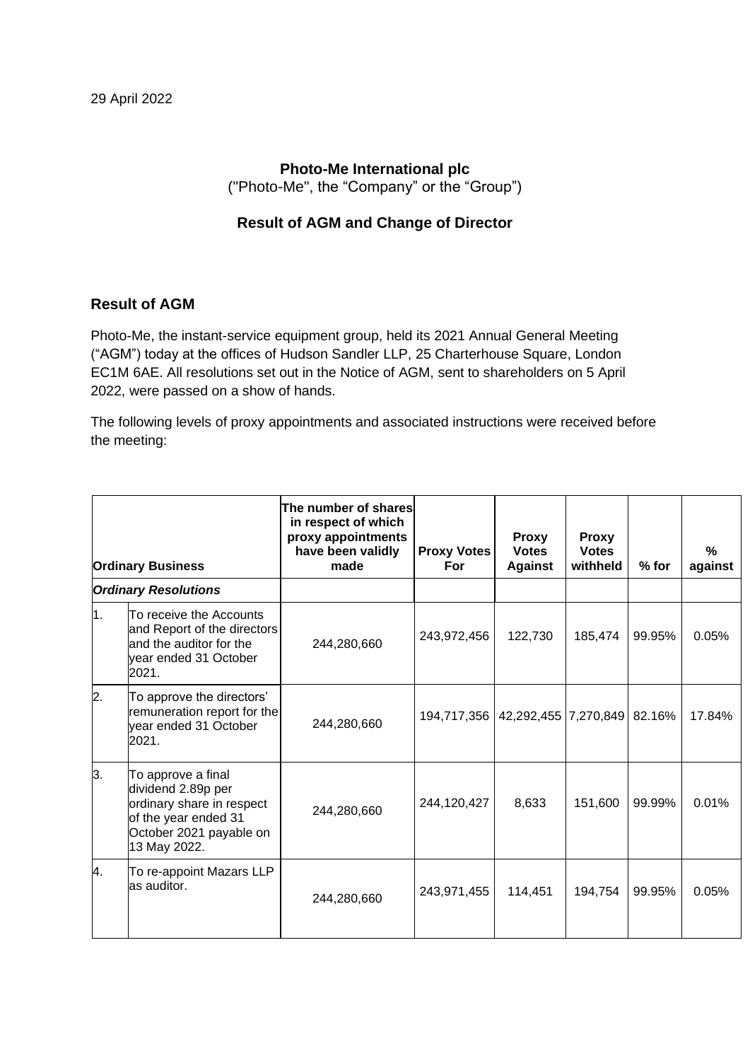29 April 2022

**Photo-Me International plc**
("Photo-Me", the "Company" or the "Group")

**Result of AGM and Change of Director**

## Result of AGM

Photo-Me, the instant-service equipment group, held its 2021 Annual General Meeting ("AGM") today at the offices of Hudson Sandler LLP, 25 Charterhouse Square, London EC1M 6AE. All resolutions set out in the Notice of AGM, sent to shareholders on 5 April 2022, were passed on a show of hands.

The following levels of proxy appointments and associated instructions were received before the meeting:

| Ordinary Business | | The number of shares in respect of which proxy appointments have been validly made | Proxy Votes For | Proxy Votes Against | Proxy Votes withheld | % for | % against |
|---|---|---|---|---|---|---|---|
| ***Ordinary Resolutions*** | | | | | | | |
| 1. | To receive the Accounts and Report of the directors and the auditor for the year ended 31 October 2021. | 244,280,660 | 243,972,456 | 122,730 | 185,474 | 99.95% | 0.05% |
| 2. | To approve the directors' remuneration report for the year ended 31 October 2021. | 244,280,660 | 194,717,356 | 42,292,455 | 7,270,849 | 82.16% | 17.84% |
| 3. | To approve a final dividend 2.89p per ordinary share in respect of the year ended 31 October 2021 payable on 13 May 2022. | 244,280,660 | 244,120,427 | 8,633 | 151,600 | 99.99% | 0.01% |
| 4. | To re-appoint Mazars LLP as auditor. | 244,280,660 | 243,971,455 | 114,451 | 194,754 | 99.95% | 0.05% |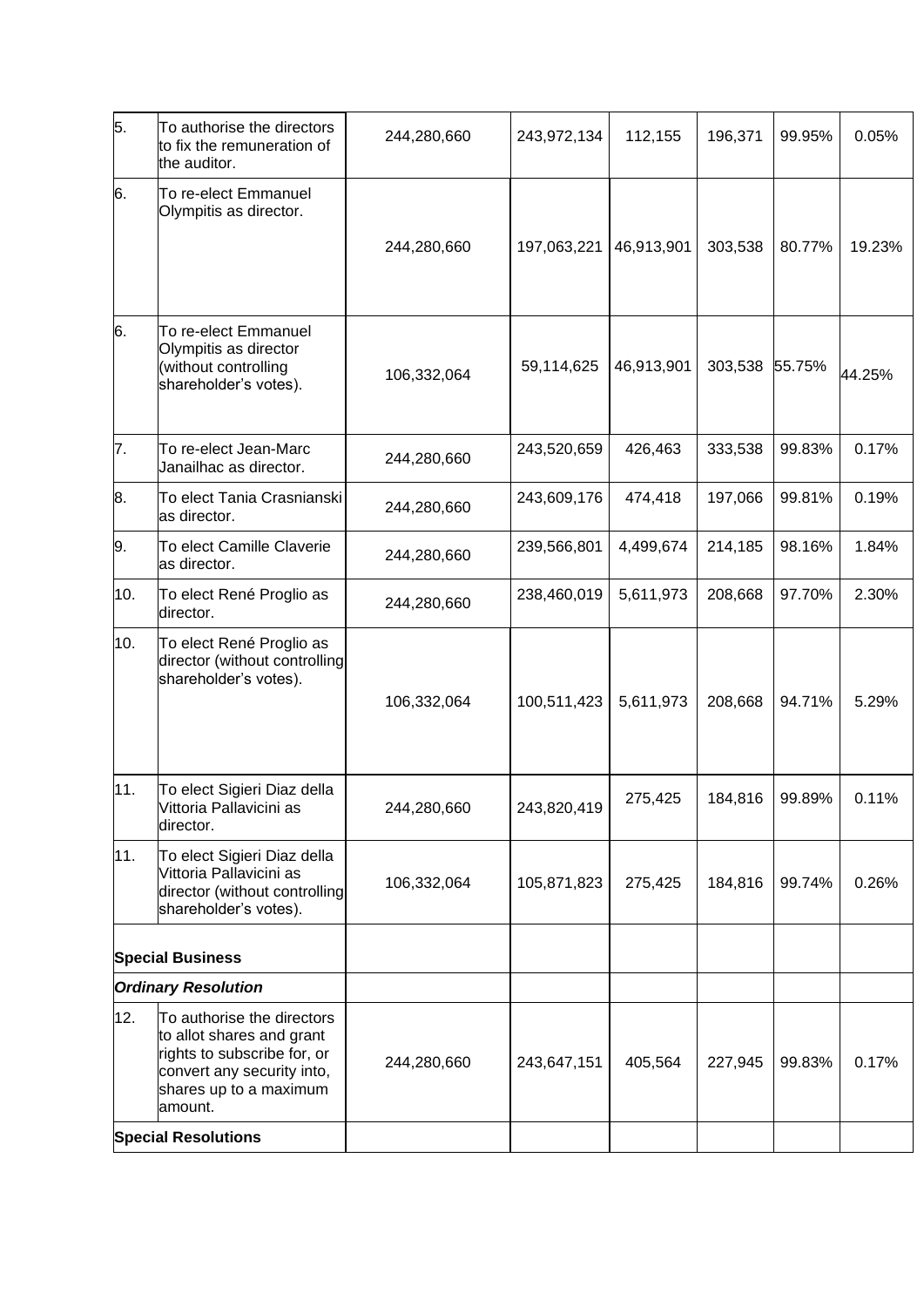| | | | | | | | |
|---|---|---|---|---|---|---|---|
| 5. | To authorise the directors to fix the remuneration of the auditor. | 244,280,660 | 243,972,134 | 112,155 | 196,371 | 99.95% | 0.05% |
| 6. | To re-elect Emmanuel Olympitis as director. | 244,280,660 | 197,063,221 | 46,913,901 | 303,538 | 80.77% | 19.23% |
| 6. | To re-elect Emmanuel Olympitis as director (without controlling shareholder's votes). | 106,332,064 | 59,114,625 | 46,913,901 | 303,538 | 55.75% | 44.25% |
| 7. | To re-elect Jean-Marc Janailhac as director. | 244,280,660 | 243,520,659 | 426,463 | 333,538 | 99.83% | 0.17% |
| 8. | To elect Tania Crasnianski as director. | 244,280,660 | 243,609,176 | 474,418 | 197,066 | 99.81% | 0.19% |
| 9. | To elect Camille Claverie as director. | 244,280,660 | 239,566,801 | 4,499,674 | 214,185 | 98.16% | 1.84% |
| 10. | To elect René Proglio as director. | 244,280,660 | 238,460,019 | 5,611,973 | 208,668 | 97.70% | 2.30% |
| 10. | To elect René Proglio as director (without controlling shareholder's votes). | 106,332,064 | 100,511,423 | 5,611,973 | 208,668 | 94.71% | 5.29% |
| 11. | To elect Sigieri Diaz della Vittoria Pallavicini as director. | 244,280,660 | 243,820,419 | 275,425 | 184,816 | 99.89% | 0.11% |
| 11. | To elect Sigieri Diaz della Vittoria Pallavicini as director (without controlling shareholder's votes). | 106,332,064 | 105,871,823 | 275,425 | 184,816 | 99.74% | 0.26% |
| **Special Business** | | | | | | | |
| ***Ordinary Resolution*** | | | | | | | |
| 12. | To authorise the directors to allot shares and grant rights to subscribe for, or convert any security into, shares up to a maximum amount. | 244,280,660 | 243,647,151 | 405,564 | 227,945 | 99.83% | 0.17% |
| **Special Resolutions** | | | | | | | |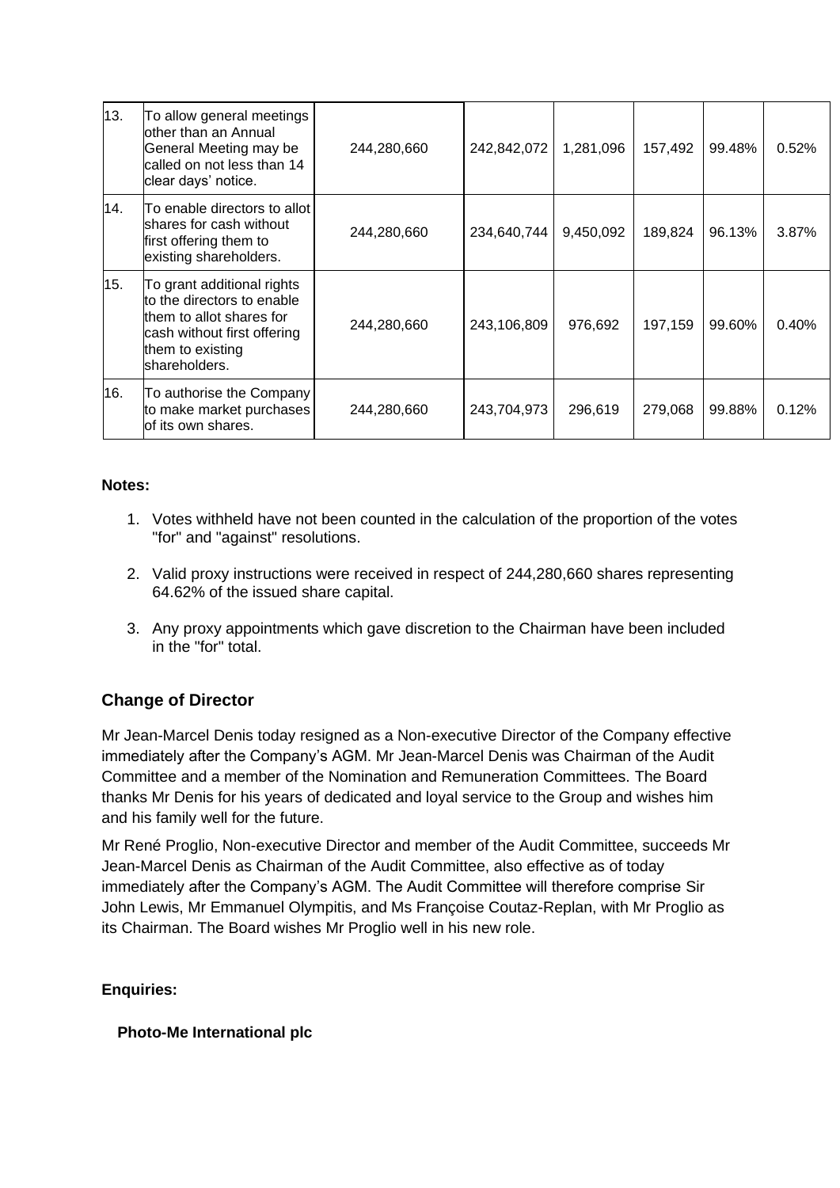| 13. | To allow general meetings other than an Annual General Meeting may be called on not less than 14 clear days' notice. | 244,280,660 | 242,842,072 | 1,281,096 | 157,492 | 99.48% | 0.52% |
|---|---|---|---|---|---|---|---|
| 14. | To enable directors to allot shares for cash without first offering them to existing shareholders. | 244,280,660 | 234,640,744 | 9,450,092 | 189,824 | 96.13% | 3.87% |
| 15. | To grant additional rights to the directors to enable them to allot shares for cash without first offering them to existing shareholders. | 244,280,660 | 243,106,809 | 976,692 | 197,159 | 99.60% | 0.40% |
| 16. | To authorise the Company to make market purchases of its own shares. | 244,280,660 | 243,704,973 | 296,619 | 279,068 | 99.88% | 0.12% |

**Notes:**

1. Votes withheld have not been counted in the calculation of the proportion of the votes "for" and "against" resolutions.
2. Valid proxy instructions were received in respect of 244,280,660 shares representing 64.62% of the issued share capital.
3. Any proxy appointments which gave discretion to the Chairman have been included in the "for" total.

## Change of Director

Mr Jean-Marcel Denis today resigned as a Non-executive Director of the Company effective immediately after the Company's AGM. Mr Jean-Marcel Denis was Chairman of the Audit Committee and a member of the Nomination and Remuneration Committees. The Board thanks Mr Denis for his years of dedicated and loyal service to the Group and wishes him and his family well for the future.

Mr René Proglio, Non-executive Director and member of the Audit Committee, succeeds Mr Jean-Marcel Denis as Chairman of the Audit Committee, also effective as of today immediately after the Company's AGM. The Audit Committee will therefore comprise Sir John Lewis, Mr Emmanuel Olympitis, and Ms Françoise Coutaz-Replan, with Mr Proglio as its Chairman. The Board wishes Mr Proglio well in his new role.

**Enquiries:**

**Photo-Me International plc**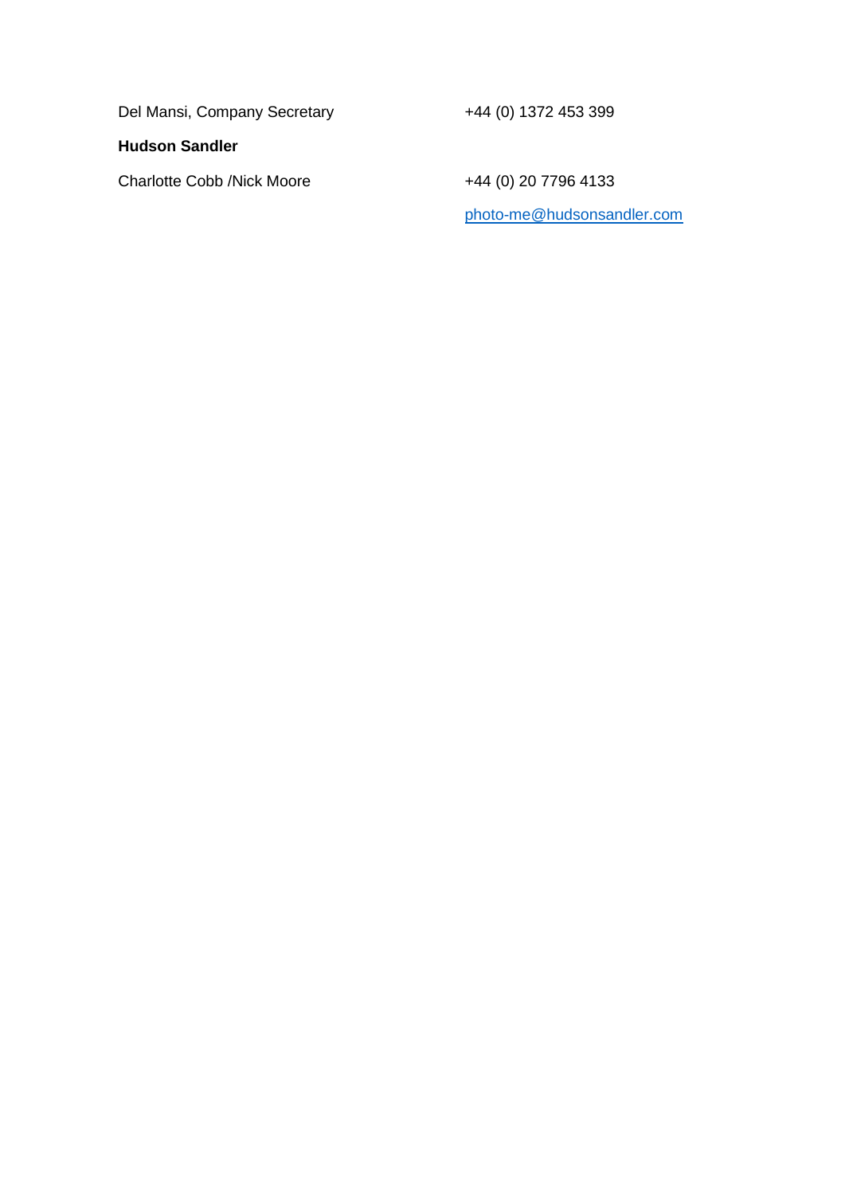| | |
|---|---|
| Del Mansi, Company Secretary | +44 (0) 1372 453 399 |
| **Hudson Sandler** | |
| Charlotte Cobb /Nick Moore | +44 (0) 20 7796 4133 |
| | photo-me@hudsonsandler.com |